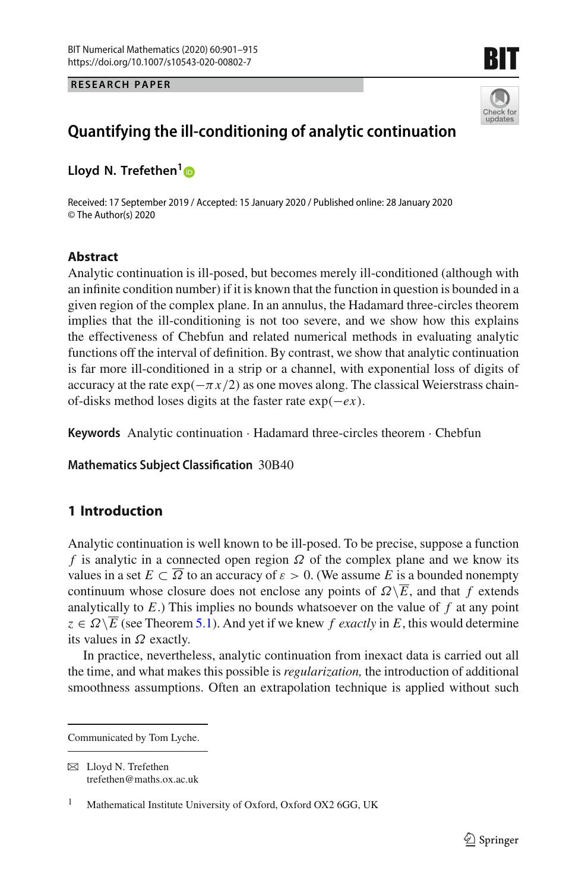RESEARCH PAPER

# Quantifying the ill-conditioning of analytic continuation

**Lloyd N. Trefethen**[1]

Received: 17 September 2019 / Accepted: 15 January 2020 / Published online: 28 January 2020
© The Author(s) 2020

## Abstract

Analytic continuation is ill-posed, but becomes merely ill-conditioned (although with an infinite condition number) if it is known that the function in question is bounded in a given region of the complex plane. In an annulus, the Hadamard three-circles theorem implies that the ill-conditioning is not too severe, and we show how this explains the effectiveness of Chebfun and related numerical methods in evaluating analytic functions off the interval of definition. By contrast, we show that analytic continuation is far more ill-conditioned in a strip or a channel, with exponential loss of digits of accuracy at the rate $\exp(-\pi x/2)$ as one moves along. The classical Weierstrass chain-of-disks method loses digits at the faster rate $\exp(-ex)$.

**Keywords** Analytic continuation · Hadamard three-circles theorem · Chebfun

**Mathematics Subject Classification** 30B40

## 1 Introduction

Analytic continuation is well known to be ill-posed. To be precise, suppose a function $f$ is analytic in a connected open region $\Omega$ of the complex plane and we know its values in a set $E \subset \overline{\Omega}$ to an accuracy of $\varepsilon > 0$. (We assume $E$ is a bounded nonempty continuum whose closure does not enclose any points of $\Omega \backslash \overline{E}$, and that $f$ extends analytically to $E$.) This implies no bounds whatsoever on the value of $f$ at any point $z \in \Omega \backslash \overline{E}$ (see Theorem 5.1). And yet if we knew $f$ *exactly* in $E$, this would determine its values in $\Omega$ exactly.

In practice, nevertheless, analytic continuation from inexact data is carried out all the time, and what makes this possible is *regularization,* the introduction of additional smoothness assumptions. Often an extrapolation technique is applied without such

---

Communicated by Tom Lyche.

✉ Lloyd N. Trefethen
trefethen@maths.ox.ac.uk

[1] Mathematical Institute University of Oxford, Oxford OX2 6GG, UK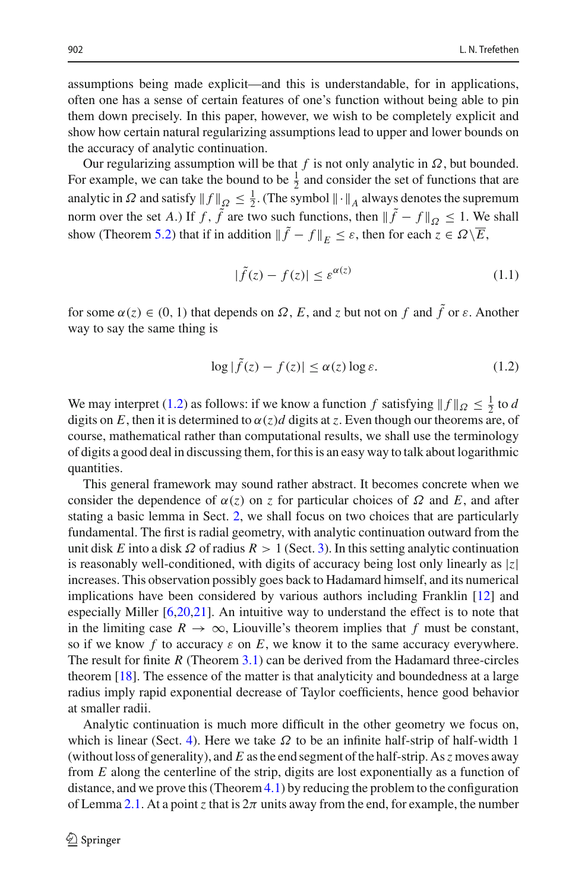assumptions being made explicit—and this is understandable, for in applications, often one has a sense of certain features of one's function without being able to pin them down precisely. In this paper, however, we wish to be completely explicit and show how certain natural regularizing assumptions lead to upper and lower bounds on the accuracy of analytic continuation.

Our regularizing assumption will be that $f$ is not only analytic in $\Omega$, but bounded. For example, we can take the bound to be $\frac{1}{2}$ and consider the set of functions that are analytic in $\Omega$ and satisfy $\|f\|_\Omega \le \frac{1}{2}$. (The symbol $\|\cdot\|_A$ always denotes the supremum norm over the set $A$.) If $f$, $\tilde{f}$ are two such functions, then $\|\tilde{f} - f\|_\Omega \le 1$. We shall show (Theorem 5.2) that if in addition $\|\tilde{f} - f\|_E \le \varepsilon$, then for each $z \in \Omega \backslash \overline{E}$,

$$|\tilde{f}(z) - f(z)| \le \varepsilon^{\alpha(z)} \tag{1.1}$$

for some $\alpha(z) \in (0,1)$ that depends on $\Omega$, $E$, and $z$ but not on $f$ and $\tilde{f}$ or $\varepsilon$. Another way to say the same thing is

$$\log |\tilde{f}(z) - f(z)| \le \alpha(z) \log \varepsilon. \tag{1.2}$$

We may interpret (1.2) as follows: if we know a function $f$ satisfying $\|f\|_\Omega \le \frac{1}{2}$ to $d$ digits on $E$, then it is determined to $\alpha(z)d$ digits at $z$. Even though our theorems are, of course, mathematical rather than computational results, we shall use the terminology of digits a good deal in discussing them, for this is an easy way to talk about logarithmic quantities.

This general framework may sound rather abstract. It becomes concrete when we consider the dependence of $\alpha(z)$ on $z$ for particular choices of $\Omega$ and $E$, and after stating a basic lemma in Sect. 2, we shall focus on two choices that are particularly fundamental. The first is radial geometry, with analytic continuation outward from the unit disk $E$ into a disk $\Omega$ of radius $R > 1$ (Sect. 3). In this setting analytic continuation is reasonably well-conditioned, with digits of accuracy being lost only linearly as $|z|$ increases. This observation possibly goes back to Hadamard himself, and its numerical implications have been considered by various authors including Franklin [12] and especially Miller [6,20,21]. An intuitive way to understand the effect is to note that in the limiting case $R \to \infty$, Liouville's theorem implies that $f$ must be constant, so if we know $f$ to accuracy $\varepsilon$ on $E$, we know it to the same accuracy everywhere. The result for finite $R$ (Theorem 3.1) can be derived from the Hadamard three-circles theorem [18]. The essence of the matter is that analyticity and boundedness at a large radius imply rapid exponential decrease of Taylor coefficients, hence good behavior at smaller radii.

Analytic continuation is much more difficult in the other geometry we focus on, which is linear (Sect. 4). Here we take $\Omega$ to be an infinite half-strip of half-width 1 (without loss of generality), and $E$ as the end segment of the half-strip. As $z$ moves away from $E$ along the centerline of the strip, digits are lost exponentially as a function of distance, and we prove this (Theorem 4.1) by reducing the problem to the configuration of Lemma 2.1. At a point $z$ that is $2\pi$ units away from the end, for example, the number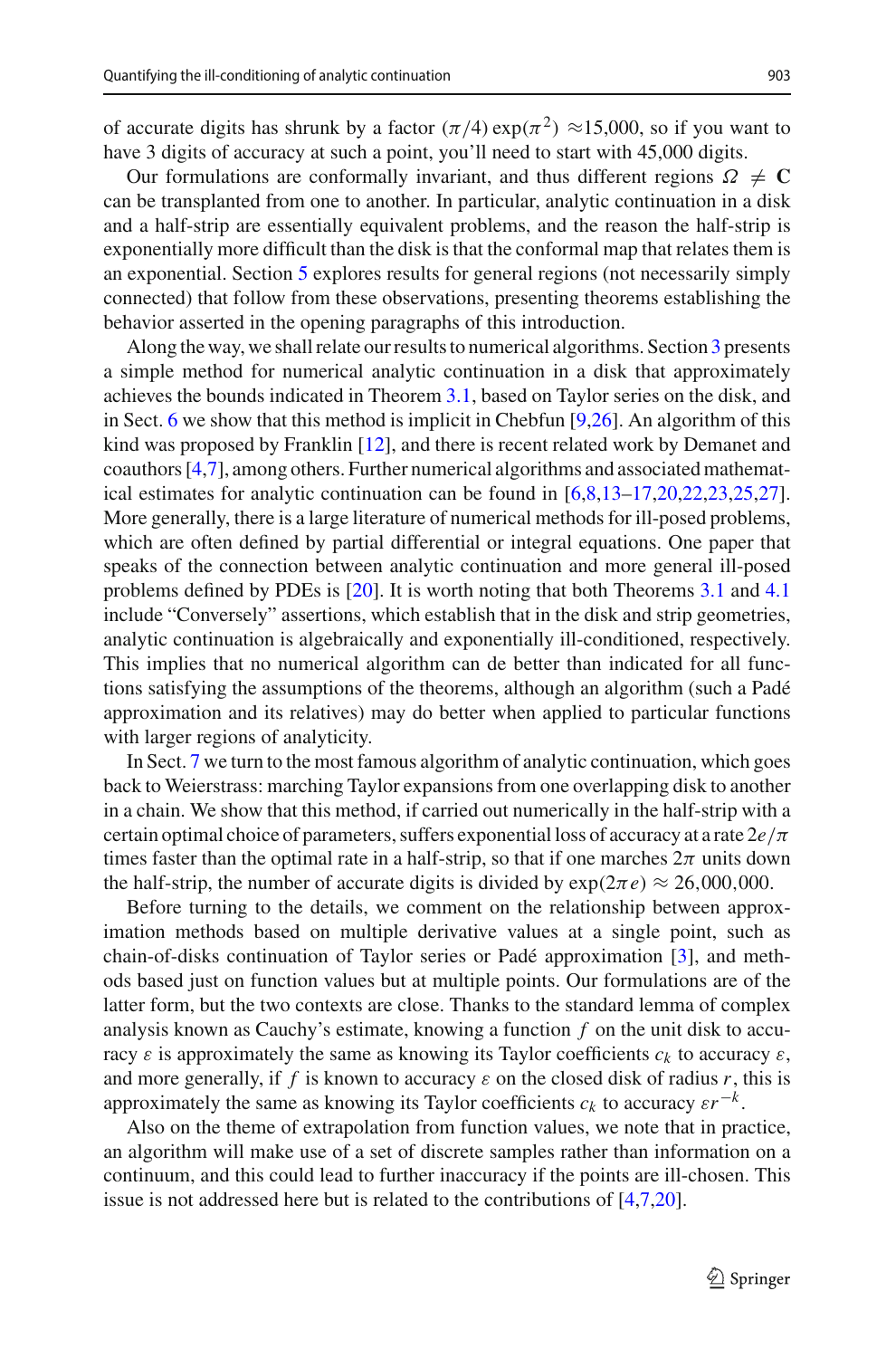of accurate digits has shrunk by a factor $(\pi/4)\exp(\pi^2) \approx$15,000, so if you want to have 3 digits of accuracy at such a point, you'll need to start with 45,000 digits.

Our formulations are conformally invariant, and thus different regions $\Omega \neq \mathbf{C}$ can be transplanted from one to another. In particular, analytic continuation in a disk and a half-strip are essentially equivalent problems, and the reason the half-strip is exponentially more difficult than the disk is that the conformal map that relates them is an exponential. Section 5 explores results for general regions (not necessarily simply connected) that follow from these observations, presenting theorems establishing the behavior asserted in the opening paragraphs of this introduction.

Along the way, we shall relate our results to numerical algorithms. Section 3 presents a simple method for numerical analytic continuation in a disk that approximately achieves the bounds indicated in Theorem 3.1, based on Taylor series on the disk, and in Sect. 6 we show that this method is implicit in Chebfun [9,26]. An algorithm of this kind was proposed by Franklin [12], and there is recent related work by Demanet and coauthors [4,7], among others. Further numerical algorithms and associated mathematical estimates for analytic continuation can be found in [6,8,13–17,20,22,23,25,27]. More generally, there is a large literature of numerical methods for ill-posed problems, which are often defined by partial differential or integral equations. One paper that speaks of the connection between analytic continuation and more general ill-posed problems defined by PDEs is [20]. It is worth noting that both Theorems 3.1 and 4.1 include "Conversely" assertions, which establish that in the disk and strip geometries, analytic continuation is algebraically and exponentially ill-conditioned, respectively. This implies that no numerical algorithm can de better than indicated for all functions satisfying the assumptions of the theorems, although an algorithm (such a Padé approximation and its relatives) may do better when applied to particular functions with larger regions of analyticity.

In Sect. 7 we turn to the most famous algorithm of analytic continuation, which goes back to Weierstrass: marching Taylor expansions from one overlapping disk to another in a chain. We show that this method, if carried out numerically in the half-strip with a certain optimal choice of parameters, suffers exponential loss of accuracy at a rate $2e/\pi$ times faster than the optimal rate in a half-strip, so that if one marches $2\pi$ units down the half-strip, the number of accurate digits is divided by $\exp(2\pi e) \approx$ 26,000,000.

Before turning to the details, we comment on the relationship between approximation methods based on multiple derivative values at a single point, such as chain-of-disks continuation of Taylor series or Padé approximation [3], and methods based just on function values but at multiple points. Our formulations are of the latter form, but the two contexts are close. Thanks to the standard lemma of complex analysis known as Cauchy's estimate, knowing a function $f$ on the unit disk to accuracy $\varepsilon$ is approximately the same as knowing its Taylor coefficients $c_k$ to accuracy $\varepsilon$, and more generally, if $f$ is known to accuracy $\varepsilon$ on the closed disk of radius $r$, this is approximately the same as knowing its Taylor coefficients $c_k$ to accuracy $\varepsilon r^{-k}$.

Also on the theme of extrapolation from function values, we note that in practice, an algorithm will make use of a set of discrete samples rather than information on a continuum, and this could lead to further inaccuracy if the points are ill-chosen. This issue is not addressed here but is related to the contributions of [4,7,20].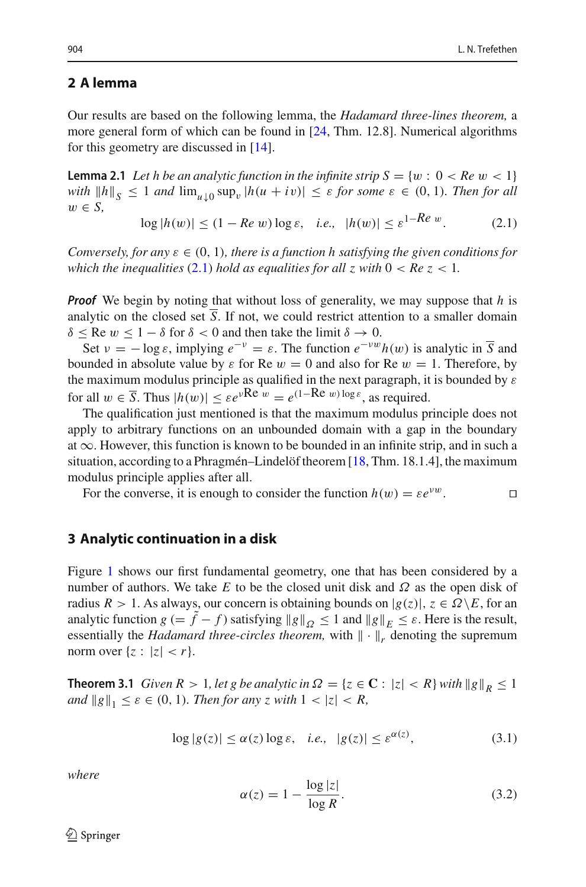## 2 A lemma

Our results are based on the following lemma, the *Hadamard three-lines theorem,* a more general form of which can be found in [24, Thm. 12.8]. Numerical algorithms for this geometry are discussed in [14].

**Lemma 2.1** *Let $h$ be an analytic function in the infinite strip $S = \{w : 0 < Re\ w < 1\}$ with $\|h\|_S \le 1$ and $\lim_{u\downarrow 0} \sup_v |h(u + iv)| \le \varepsilon$ for some $\varepsilon \in (0, 1)$. Then for all $w \in S$,*

$$\log |h(w)| \le (1 - Re\ w) \log \varepsilon, \quad i.e., \quad |h(w)| \le \varepsilon^{1-Re\ w}. \tag{2.1}$$

*Conversely, for any $\varepsilon \in (0, 1)$, there is a function $h$ satisfying the given conditions for which the inequalities (2.1) hold as equalities for all $z$ with $0 < Re\ z < 1$.*

***Proof*** We begin by noting that without loss of generality, we may suppose that $h$ is analytic on the closed set $\overline{S}$. If not, we could restrict attention to a smaller domain $\delta \le \text{Re } w \le 1 - \delta$ for $\delta < 0$ and then take the limit $\delta \to 0$.

Set $\nu = -\log \varepsilon$, implying $e^{-\nu} = \varepsilon$. The function $e^{-\nu w} h(w)$ is analytic in $\overline{S}$ and bounded in absolute value by $\varepsilon$ for Re $w = 0$ and also for Re $w = 1$. Therefore, by the maximum modulus principle as qualified in the next paragraph, it is bounded by $\varepsilon$ for all $w \in \overline{S}$. Thus $|h(w)| \le \varepsilon e^{\nu \text{Re } w} = e^{(1-\text{Re } w)\log \varepsilon}$, as required.

The qualification just mentioned is that the maximum modulus principle does not apply to arbitrary functions on an unbounded domain with a gap in the boundary at $\infty$. However, this function is known to be bounded in an infinite strip, and in such a situation, according to a Phragmén–Lindelöf theorem [18, Thm. 18.1.4], the maximum modulus principle applies after all.

For the converse, it is enough to consider the function $h(w) = \varepsilon e^{\nu w}$. □

## 3 Analytic continuation in a disk

Figure 1 shows our first fundamental geometry, one that has been considered by a number of authors. We take $E$ to be the closed unit disk and $\Omega$ as the open disk of radius $R > 1$. As always, our concern is obtaining bounds on $|g(z)|$, $z \in \Omega\backslash E$, for an analytic function $g$ ($= \tilde{f} - f$) satisfying $\|g\|_\Omega \le 1$ and $\|g\|_E \le \varepsilon$. Here is the result, essentially the *Hadamard three-circles theorem,* with $\|\cdot\|_r$ denoting the supremum norm over $\{z : |z| < r\}$.

**Theorem 3.1** *Given $R > 1$, let $g$ be analytic in $\Omega = \{z \in \mathbf{C} : |z| < R\}$ with $\|g\|_R \le 1$ and $\|g\|_1 \le \varepsilon \in (0, 1)$. Then for any $z$ with $1 < |z| < R$,*

$$\log |g(z)| \le \alpha(z) \log \varepsilon, \quad i.e., \quad |g(z)| \le \varepsilon^{\alpha(z)}, \tag{3.1}$$

*where*

$$\alpha(z) = 1 - \frac{\log |z|}{\log R}. \tag{3.2}$$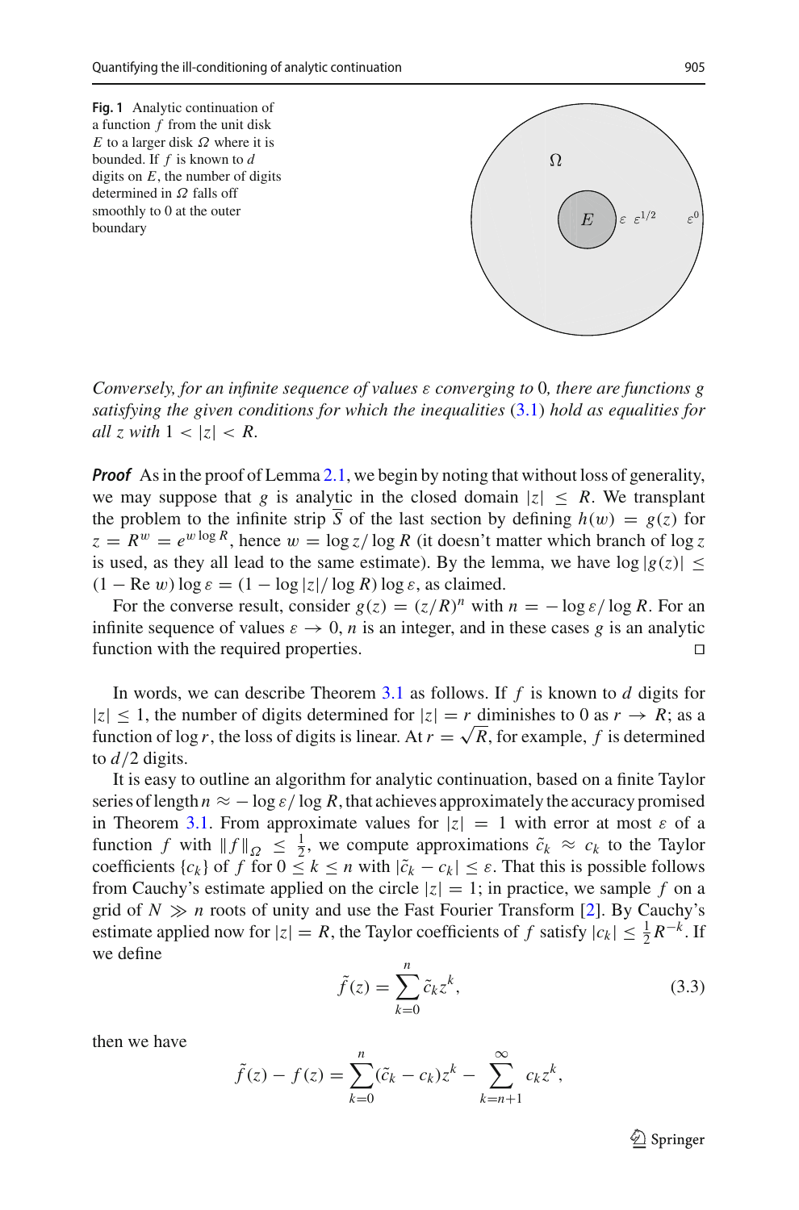**Fig. 1** Analytic continuation of a function $f$ from the unit disk $E$ to a larger disk $\Omega$ where it is bounded. If $f$ is known to $d$ digits on $E$, the number of digits determined in $\Omega$ falls off smoothly to 0 at the outer boundary

$\Omega$

$E$ $\varepsilon$ $\varepsilon^{1/2}$ $\varepsilon^0$

*Conversely, for an infinite sequence of values $\varepsilon$ converging to* 0*, there are functions $g$ satisfying the given conditions for which the inequalities* (3.1) *hold as equalities for all $z$ with $1 < |z| < R$.*

***Proof*** As in the proof of Lemma 2.1, we begin by noting that without loss of generality, we may suppose that $g$ is analytic in the closed domain $|z| \le R$. We transplant the problem to the infinite strip $\overline{S}$ of the last section by defining $h(w) = g(z)$ for $z = R^w = e^{w \log R}$, hence $w = \log z / \log R$ (it doesn't matter which branch of $\log z$ is used, as they all lead to the same estimate). By the lemma, we have $\log |g(z)| \le (1 - \operatorname{Re} w) \log \varepsilon = (1 - \log |z| / \log R) \log \varepsilon$, as claimed.

For the converse result, consider $g(z) = (z/R)^n$ with $n = -\log \varepsilon / \log R$. For an infinite sequence of values $\varepsilon \to 0$, $n$ is an integer, and in these cases $g$ is an analytic function with the required properties. □

In words, we can describe Theorem 3.1 as follows. If $f$ is known to $d$ digits for $|z| \le 1$, the number of digits determined for $|z| = r$ diminishes to 0 as $r \to R$; as a function of $\log r$, the loss of digits is linear. At $r = \sqrt{R}$, for example, $f$ is determined to $d/2$ digits.

It is easy to outline an algorithm for analytic continuation, based on a finite Taylor series of length $n \approx -\log \varepsilon / \log R$, that achieves approximately the accuracy promised in Theorem 3.1. From approximate values for $|z| = 1$ with error at most $\varepsilon$ of a function $f$ with $\|f\|_\Omega \le \frac{1}{2}$, we compute approximations $\tilde{c}_k \approx c_k$ to the Taylor coefficients $\{c_k\}$ of $f$ for $0 \le k \le n$ with $|\tilde{c}_k - c_k| \le \varepsilon$. That this is possible follows from Cauchy's estimate applied on the circle $|z| = 1$; in practice, we sample $f$ on a grid of $N \gg n$ roots of unity and use the Fast Fourier Transform [2]. By Cauchy's estimate applied now for $|z| = R$, the Taylor coefficients of $f$ satisfy $|c_k| \le \frac{1}{2} R^{-k}$. If we define

$$\tilde{f}(z) = \sum_{k=0}^{n} \tilde{c}_k z^k, \tag{3.3}$$

then we have

$$\tilde{f}(z) - f(z) = \sum_{k=0}^{n} (\tilde{c}_k - c_k) z^k - \sum_{k=n+1}^{\infty} c_k z^k,$$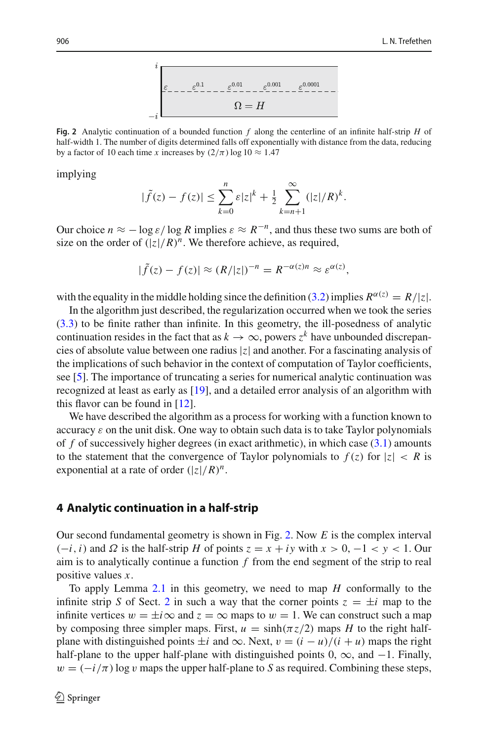i

$\varepsilon$ $\varepsilon^{0.1}$ $\varepsilon^{0.01}$ $\varepsilon^{0.001}$ $\varepsilon^{0.0001}$

$\Omega = H$

$-i$

**Fig. 2** Analytic continuation of a bounded function $f$ along the centerline of an infinite half-strip $H$ of half-width 1. The number of digits determined falls off exponentially with distance from the data, reducing by a factor of 10 each time $x$ increases by $(2/\pi)\log 10 \approx 1.47$

implying

$$|\tilde{f}(z) - f(z)| \le \sum_{k=0}^{n} \varepsilon |z|^k + \tfrac{1}{2} \sum_{k=n+1}^{\infty} (|z|/R)^k.$$

Our choice $n \approx -\log\varepsilon/\log R$ implies $\varepsilon \approx R^{-n}$, and thus these two sums are both of size on the order of $(|z|/R)^n$. We therefore achieve, as required,

$$|\tilde{f}(z) - f(z)| \approx (R/|z|)^{-n} = R^{-\alpha(z)n} \approx \varepsilon^{\alpha(z)},$$

with the equality in the middle holding since the definition (3.2) implies $R^{\alpha(z)} = R/|z|$.

In the algorithm just described, the regularization occurred when we took the series (3.3) to be finite rather than infinite. In this geometry, the ill-posedness of analytic continuation resides in the fact that as $k \to \infty$, powers $z^k$ have unbounded discrepancies of absolute value between one radius $|z|$ and another. For a fascinating analysis of the implications of such behavior in the context of computation of Taylor coefficients, see [5]. The importance of truncating a series for numerical analytic continuation was recognized at least as early as [19], and a detailed error analysis of an algorithm with this flavor can be found in [12].

We have described the algorithm as a process for working with a function known to accuracy $\varepsilon$ on the unit disk. One way to obtain such data is to take Taylor polynomials of $f$ of successively higher degrees (in exact arithmetic), in which case (3.1) amounts to the statement that the convergence of Taylor polynomials to $f(z)$ for $|z| < R$ is exponential at a rate of order $(|z|/R)^n$.

## 4 Analytic continuation in a half-strip

Our second fundamental geometry is shown in Fig. 2. Now $E$ is the complex interval $(-i, i)$ and $\Omega$ is the half-strip $H$ of points $z = x + iy$ with $x > 0$, $-1 < y < 1$. Our aim is to analytically continue a function $f$ from the end segment of the strip to real positive values $x$.

To apply Lemma 2.1 in this geometry, we need to map $H$ conformally to the infinite strip $S$ of Sect. 2 in such a way that the corner points $z = \pm i$ map to the infinite vertices $w = \pm i\infty$ and $z = \infty$ maps to $w = 1$. We can construct such a map by composing three simpler maps. First, $u = \sinh(\pi z/2)$ maps $H$ to the right half-plane with distinguished points $\pm i$ and $\infty$. Next, $v = (i - u)/(i + u)$ maps the right half-plane to the upper half-plane with distinguished points $0$, $\infty$, and $-1$. Finally, $w = (-i/\pi)\log v$ maps the upper half-plane to $S$ as required. Combining these steps,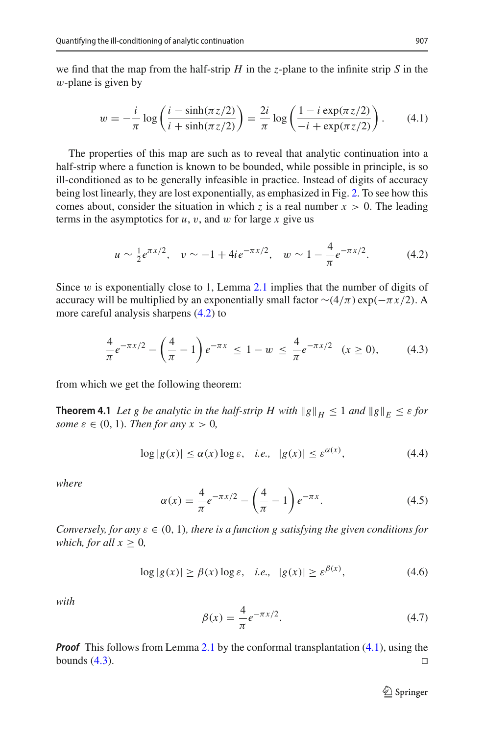we find that the map from the half-strip $H$ in the $z$-plane to the infinite strip $S$ in the $w$-plane is given by

$$w = -\frac{i}{\pi} \log\left(\frac{i - \sinh(\pi z/2)}{i + \sinh(\pi z/2)}\right) = \frac{2i}{\pi} \log\left(\frac{1 - i\exp(\pi z/2)}{-i + \exp(\pi z/2)}\right). \tag{4.1}$$

The properties of this map are such as to reveal that analytic continuation into a half-strip where a function is known to be bounded, while possible in principle, is so ill-conditioned as to be generally infeasible in practice. Instead of digits of accuracy being lost linearly, they are lost exponentially, as emphasized in Fig. 2. To see how this comes about, consider the situation in which $z$ is a real number $x > 0$. The leading terms in the asymptotics for $u$, $v$, and $w$ for large $x$ give us

$$u \sim \tfrac{1}{2}e^{\pi x/2}, \quad v \sim -1 + 4ie^{-\pi x/2}, \quad w \sim 1 - \frac{4}{\pi}e^{-\pi x/2}. \tag{4.2}$$

Since $w$ is exponentially close to 1, Lemma 2.1 implies that the number of digits of accuracy will be multiplied by an exponentially small factor $\sim(4/\pi)\exp(-\pi x/2)$. A more careful analysis sharpens (4.2) to

$$\frac{4}{\pi}e^{-\pi x/2} - \left(\frac{4}{\pi} - 1\right)e^{-\pi x} \;\le\; 1 - w \;\le\; \frac{4}{\pi}e^{-\pi x/2} \quad (x \ge 0), \tag{4.3}$$

from which we get the following theorem:

**Theorem 4.1** *Let $g$ be analytic in the half-strip $H$ with $\|g\|_H \le 1$ and $\|g\|_E \le \varepsilon$ for some $\varepsilon \in (0, 1)$. Then for any $x > 0$,*

$$\log|g(x)| \le \alpha(x)\log\varepsilon, \quad \text{i.e.,} \quad |g(x)| \le \varepsilon^{\alpha(x)}, \tag{4.4}$$

*where*

$$\alpha(x) = \frac{4}{\pi}e^{-\pi x/2} - \left(\frac{4}{\pi} - 1\right)e^{-\pi x}. \tag{4.5}$$

*Conversely, for any $\varepsilon \in (0, 1)$, there is a function $g$ satisfying the given conditions for which, for all $x \ge 0$,*

$$\log|g(x)| \ge \beta(x)\log\varepsilon, \quad \text{i.e.,} \quad |g(x)| \ge \varepsilon^{\beta(x)}, \tag{4.6}$$

*with*

$$\beta(x) = \frac{4}{\pi}e^{-\pi x/2}. \tag{4.7}$$

***Proof*** This follows from Lemma 2.1 by the conformal transplantation (4.1), using the bounds (4.3). $\square$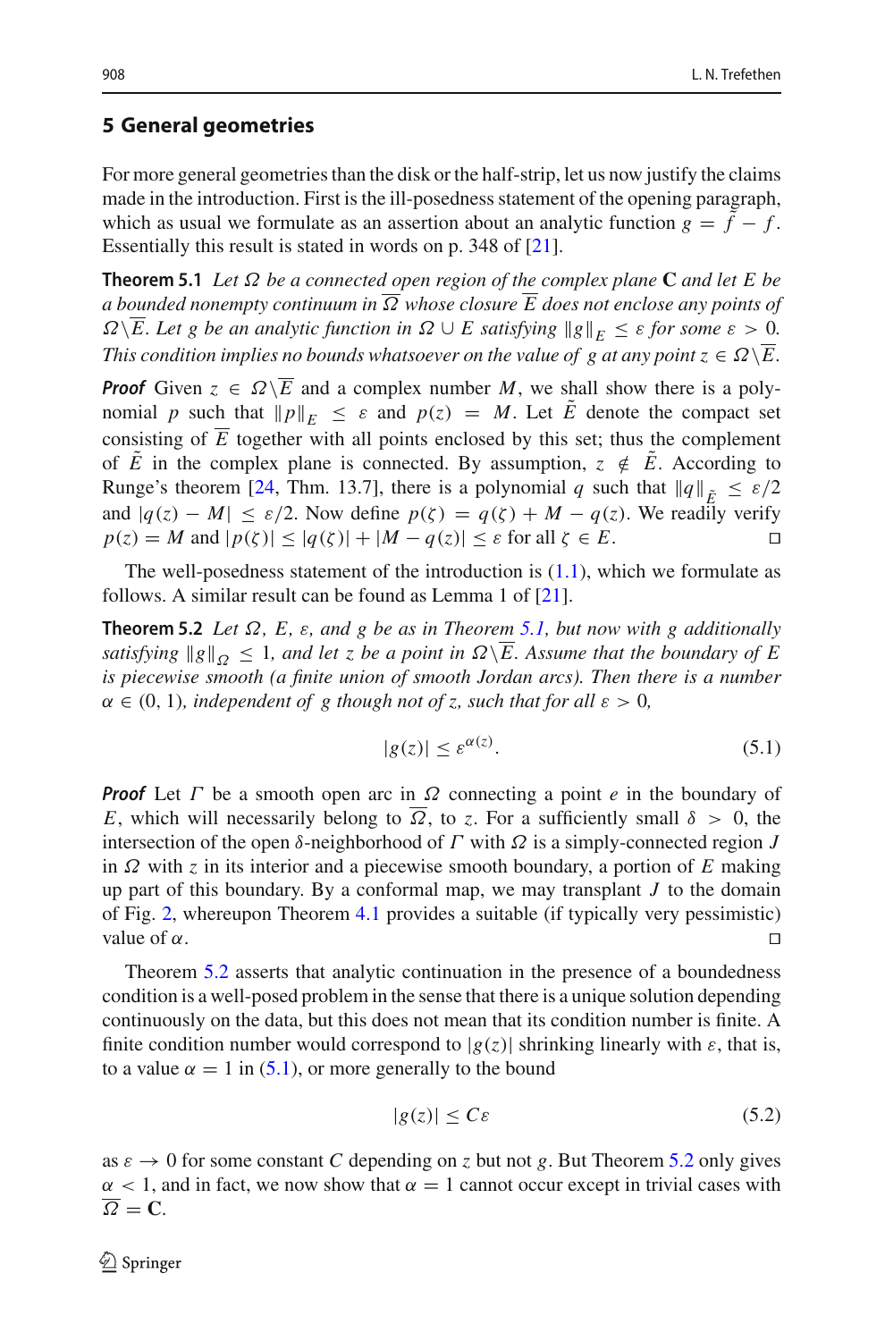## 5 General geometries

For more general geometries than the disk or the half-strip, let us now justify the claims made in the introduction. First is the ill-posedness statement of the opening paragraph, which as usual we formulate as an assertion about an analytic function $g = \tilde{f} - f$. Essentially this result is stated in words on p. 348 of [21].

**Theorem 5.1** *Let $\Omega$ be a connected open region of the complex plane $\mathbf{C}$ and let $E$ be a bounded nonempty continuum in $\overline{\Omega}$ whose closure $\overline{E}$ does not enclose any points of $\Omega\backslash\overline{E}$. Let $g$ be an analytic function in $\Omega \cup E$ satisfying $\|g\|_E \le \varepsilon$ for some $\varepsilon > 0$. This condition implies no bounds whatsoever on the value of $g$ at any point $z \in \Omega\backslash\overline{E}$.*

***Proof*** Given $z \in \Omega\backslash\overline{E}$ and a complex number $M$, we shall show there is a polynomial $p$ such that $\|p\|_E \le \varepsilon$ and $p(z) = M$. Let $\tilde{E}$ denote the compact set consisting of $\overline{E}$ together with all points enclosed by this set; thus the complement of $\tilde{E}$ in the complex plane is connected. By assumption, $z \notin \tilde{E}$. According to Runge's theorem [24, Thm. 13.7], there is a polynomial $q$ such that $\|q\|_{\tilde{E}} \le \varepsilon/2$ and $|q(z) - M| \le \varepsilon/2$. Now define $p(\zeta) = q(\zeta) + M - q(z)$. We readily verify $p(z) = M$ and $|p(\zeta)| \le |q(\zeta)| + |M - q(z)| \le \varepsilon$ for all $\zeta \in E$. □

The well-posedness statement of the introduction is (1.1), which we formulate as follows. A similar result can be found as Lemma 1 of [21].

**Theorem 5.2** *Let $\Omega$, $E$, $\varepsilon$, and $g$ be as in Theorem 5.1, but now with $g$ additionally satisfying $\|g\|_\Omega \le 1$, and let $z$ be a point in $\Omega\backslash\overline{E}$. Assume that the boundary of $E$ is piecewise smooth (a finite union of smooth Jordan arcs). Then there is a number $\alpha \in (0, 1)$, independent of $g$ though not of $z$, such that for all $\varepsilon > 0$,*

$$|g(z)| \le \varepsilon^{\alpha(z)}. \tag{5.1}$$

***Proof*** Let $\Gamma$ be a smooth open arc in $\Omega$ connecting a point $e$ in the boundary of $E$, which will necessarily belong to $\overline{\Omega}$, to $z$. For a sufficiently small $\delta > 0$, the intersection of the open $\delta$-neighborhood of $\Gamma$ with $\Omega$ is a simply-connected region $J$ in $\Omega$ with $z$ in its interior and a piecewise smooth boundary, a portion of $E$ making up part of this boundary. By a conformal map, we may transplant $J$ to the domain of Fig. 2, whereupon Theorem 4.1 provides a suitable (if typically very pessimistic) value of $\alpha$. □

Theorem 5.2 asserts that analytic continuation in the presence of a boundedness condition is a well-posed problem in the sense that there is a unique solution depending continuously on the data, but this does not mean that its condition number is finite. A finite condition number would correspond to $|g(z)|$ shrinking linearly with $\varepsilon$, that is, to a value $\alpha = 1$ in (5.1), or more generally to the bound

$$|g(z)| \le C\varepsilon \tag{5.2}$$

as $\varepsilon \to 0$ for some constant $C$ depending on $z$ but not $g$. But Theorem 5.2 only gives $\alpha < 1$, and in fact, we now show that $\alpha = 1$ cannot occur except in trivial cases with $\overline{\Omega} = \mathbf{C}$.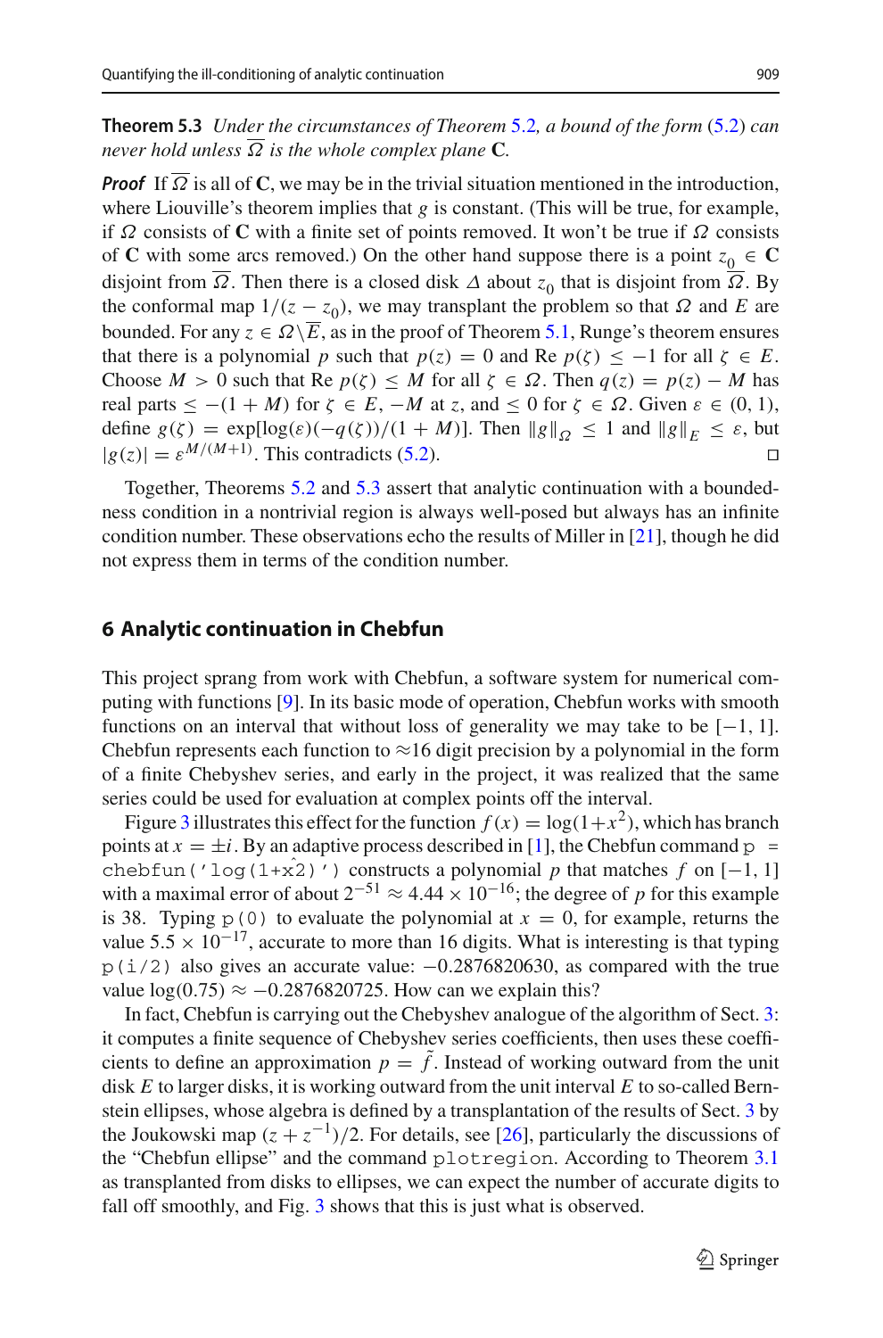**Theorem 5.3** *Under the circumstances of Theorem 5.2, a bound of the form (5.2) can never hold unless $\overline{\Omega}$ is the whole complex plane* $\mathbf{C}$*.*

***Proof*** If $\overline{\Omega}$ is all of $\mathbf{C}$, we may be in the trivial situation mentioned in the introduction, where Liouville's theorem implies that $g$ is constant. (This will be true, for example, if $\Omega$ consists of $\mathbf{C}$ with a finite set of points removed. It won't be true if $\Omega$ consists of $\mathbf{C}$ with some arcs removed.) On the other hand suppose there is a point $z_0 \in \mathbf{C}$ disjoint from $\overline{\Omega}$. Then there is a closed disk $\Delta$ about $z_0$ that is disjoint from $\overline{\Omega}$. By the conformal map $1/(z - z_0)$, we may transplant the problem so that $\Omega$ and $E$ are bounded. For any $z \in \Omega\backslash\overline{E}$, as in the proof of Theorem 5.1, Runge's theorem ensures that there is a polynomial $p$ such that $p(z) = 0$ and $\text{Re}\ p(\zeta) \le -1$ for all $\zeta \in E$. Choose $M > 0$ such that $\text{Re}\ p(\zeta) \le M$ for all $\zeta \in \Omega$. Then $q(z) = p(z) - M$ has real parts $\le -(1 + M)$ for $\zeta \in E$, $-M$ at $z$, and $\le 0$ for $\zeta \in \Omega$. Given $\varepsilon \in (0, 1)$, define $g(\zeta) = \exp[\log(\varepsilon)(-q(\zeta))/(1 + M)]$. Then $\|g\|_\Omega \le 1$ and $\|g\|_E \le \varepsilon$, but $|g(z)| = \varepsilon^{M/(M+1)}$. This contradicts (5.2). □

Together, Theorems 5.2 and 5.3 assert that analytic continuation with a boundedness condition in a nontrivial region is always well-posed but always has an infinite condition number. These observations echo the results of Miller in [21], though he did not express them in terms of the condition number.

## 6 Analytic continuation in Chebfun

This project sprang from work with Chebfun, a software system for numerical computing with functions [9]. In its basic mode of operation, Chebfun works with smooth functions on an interval that without loss of generality we may take to be $[-1, 1]$. Chebfun represents each function to $\approx$16 digit precision by a polynomial in the form of a finite Chebyshev series, and early in the project, it was realized that the same series could be used for evaluation at complex points off the interval.

Figure 3 illustrates this effect for the function $f(x) = \log(1+x^2)$, which has branch points at $x = \pm i$. By an adaptive process described in [1], the Chebfun command `p = chebfun('log(1+x^2)')` constructs a polynomial $p$ that matches $f$ on $[-1, 1]$ with a maximal error of about $2^{-51} \approx 4.44 \times 10^{-16}$; the degree of $p$ for this example is 38. Typing `p(0)` to evaluate the polynomial at $x = 0$, for example, returns the value $5.5 \times 10^{-17}$, accurate to more than 16 digits. What is interesting is that typing `p(i/2)` also gives an accurate value: $-0.2876820630$, as compared with the true value $\log(0.75) \approx -0.2876820725$. How can we explain this?

In fact, Chebfun is carrying out the Chebyshev analogue of the algorithm of Sect. 3: it computes a finite sequence of Chebyshev series coefficients, then uses these coefficients to define an approximation $p = \tilde{f}$. Instead of working outward from the unit disk $E$ to larger disks, it is working outward from the unit interval $E$ to so-called Bernstein ellipses, whose algebra is defined by a transplantation of the results of Sect. 3 by the Joukowski map $(z + z^{-1})/2$. For details, see [26], particularly the discussions of the "Chebfun ellipse" and the command `plotregion`. According to Theorem 3.1 as transplanted from disks to ellipses, we can expect the number of accurate digits to fall off smoothly, and Fig. 3 shows that this is just what is observed.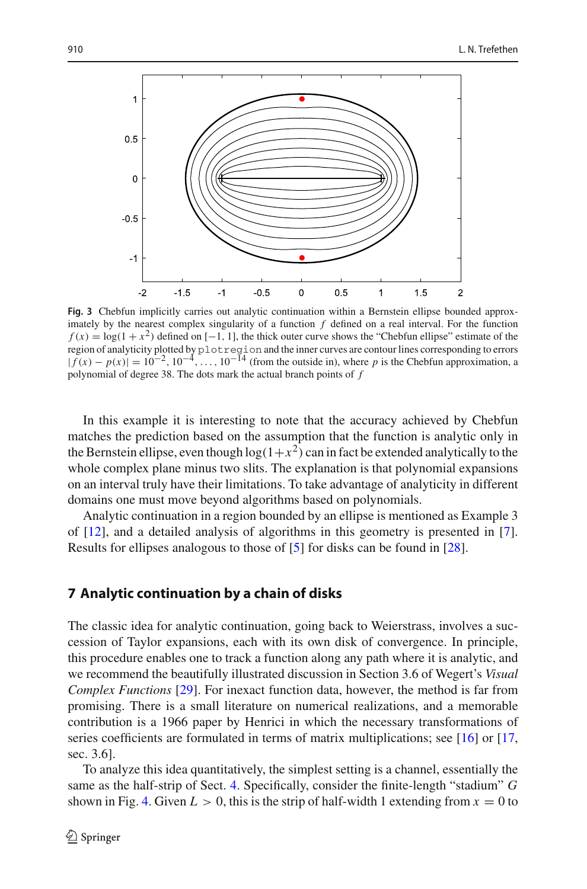1
0.5
0
-0.5
-1
-2 -1.5 -1 -0.5 0 0.5 1 1.5 2

**Fig. 3** Chebfun implicitly carries out analytic continuation within a Bernstein ellipse bounded approximately by the nearest complex singularity of a function $f$ defined on a real interval. For the function $f(x) = \log(1 + x^2)$ defined on $[-1, 1]$, the thick outer curve shows the "Chebfun ellipse" estimate of the region of analyticity plotted by `plotregion` and the inner curves are contour lines corresponding to errors $|f(x) - p(x)| = 10^{-2}, 10^{-4}, \ldots, 10^{-14}$ (from the outside in), where $p$ is the Chebfun approximation, a polynomial of degree 38. The dots mark the actual branch points of $f$

In this example it is interesting to note that the accuracy achieved by Chebfun matches the prediction based on the assumption that the function is analytic only in the Bernstein ellipse, even though $\log(1+x^2)$ can in fact be extended analytically to the whole complex plane minus two slits. The explanation is that polynomial expansions on an interval truly have their limitations. To take advantage of analyticity in different domains one must move beyond algorithms based on polynomials.

Analytic continuation in a region bounded by an ellipse is mentioned as Example 3 of [12], and a detailed analysis of algorithms in this geometry is presented in [7]. Results for ellipses analogous to those of [5] for disks can be found in [28].

## 7 Analytic continuation by a chain of disks

The classic idea for analytic continuation, going back to Weierstrass, involves a succession of Taylor expansions, each with its own disk of convergence. In principle, this procedure enables one to track a function along any path where it is analytic, and we recommend the beautifully illustrated discussion in Section 3.6 of Wegert's *Visual Complex Functions* [29]. For inexact function data, however, the method is far from promising. There is a small literature on numerical realizations, and a memorable contribution is a 1966 paper by Henrici in which the necessary transformations of series coefficients are formulated in terms of matrix multiplications; see [16] or [17, sec. 3.6].

To analyze this idea quantitatively, the simplest setting is a channel, essentially the same as the half-strip of Sect. 4. Specifically, consider the finite-length "stadium" $G$ shown in Fig. 4. Given $L > 0$, this is the strip of half-width 1 extending from $x = 0$ to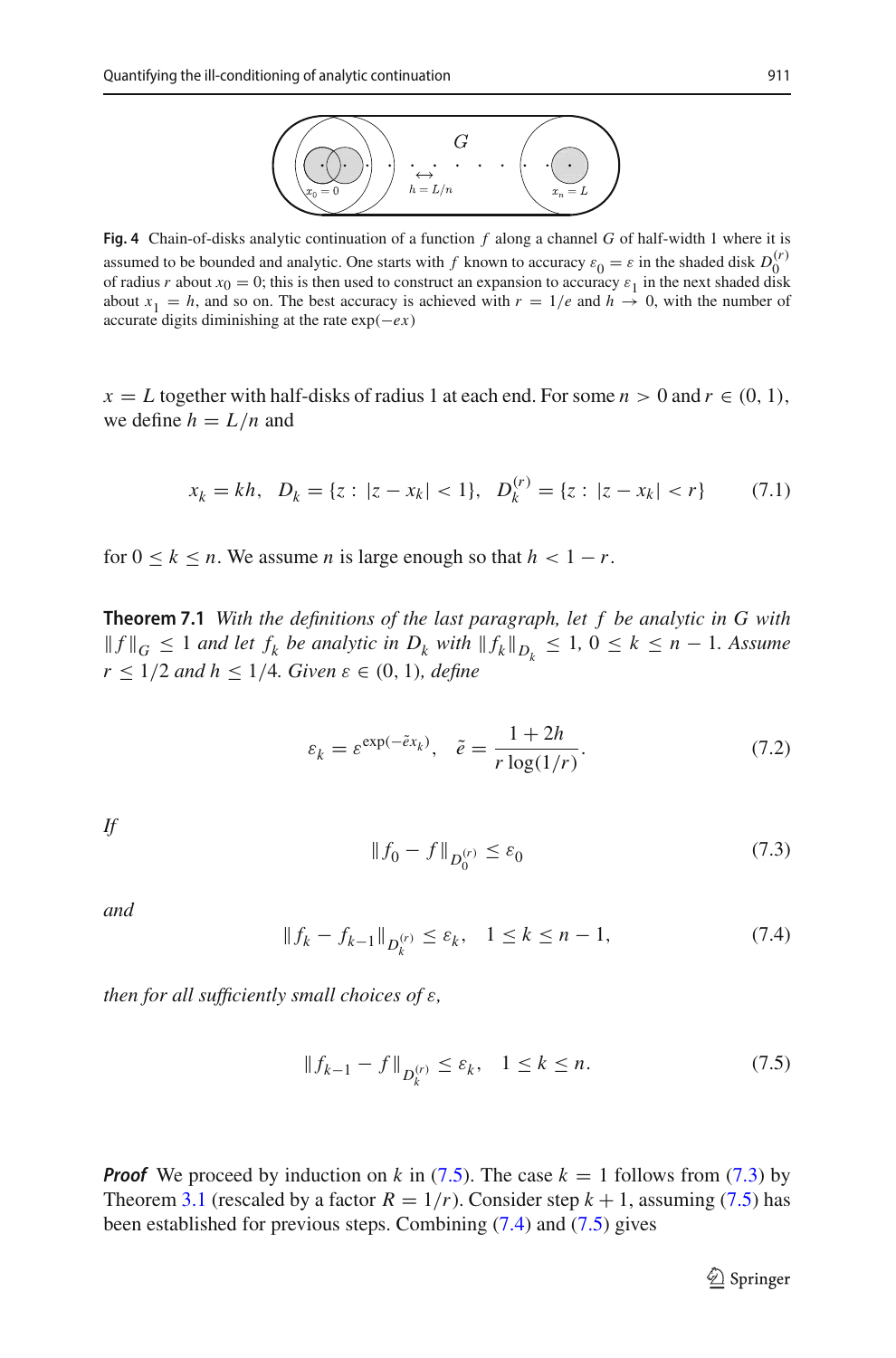Fig. 4 Chain-of-disks analytic continuation of a function $f$ along a channel $G$ of half-width 1 where it is assumed to be bounded and analytic. One starts with $f$ known to accuracy $\varepsilon_0 = \varepsilon$ in the shaded disk $D_0^{(r)}$ of radius $r$ about $x_0 = 0$; this is then used to construct an expansion to accuracy $\varepsilon_1$ in the next shaded disk about $x_1 = h$, and so on. The best accuracy is achieved with $r = 1/e$ and $h \to 0$, with the number of accurate digits diminishing at the rate $\exp(-ex)$

$x = L$ together with half-disks of radius 1 at each end. For some $n > 0$ and $r \in (0, 1)$, we define $h = L/n$ and

$$x_k = kh, \quad D_k = \{z : |z - x_k| < 1\}, \quad D_k^{(r)} = \{z : |z - x_k| < r\} \tag{7.1}$$

for $0 \le k \le n$. We assume $n$ is large enough so that $h < 1 - r$.

**Theorem 7.1** *With the definitions of the last paragraph, let $f$ be analytic in $G$ with $\|f\|_G \le 1$ and let $f_k$ be analytic in $D_k$ with $\|f_k\|_{D_k} \le 1$, $0 \le k \le n - 1$. Assume $r \le 1/2$ and $h \le 1/4$. Given $\varepsilon \in (0, 1)$, define*

$$\varepsilon_k = \varepsilon^{\exp(-\tilde{e}x_k)}, \quad \tilde{e} = \frac{1 + 2h}{r \log(1/r)}. \tag{7.2}$$

*If*

$$\|f_0 - f\|_{D_0^{(r)}} \le \varepsilon_0 \tag{7.3}$$

*and*

$$\|f_k - f_{k-1}\|_{D_k^{(r)}} \le \varepsilon_k, \quad 1 \le k \le n - 1, \tag{7.4}$$

*then for all sufficiently small choices of $\varepsilon$,*

$$\|f_{k-1} - f\|_{D_k^{(r)}} \le \varepsilon_k, \quad 1 \le k \le n. \tag{7.5}$$

***Proof*** We proceed by induction on $k$ in (7.5). The case $k = 1$ follows from (7.3) by Theorem 3.1 (rescaled by a factor $R = 1/r$). Consider step $k + 1$, assuming (7.5) has been established for previous steps. Combining (7.4) and (7.5) gives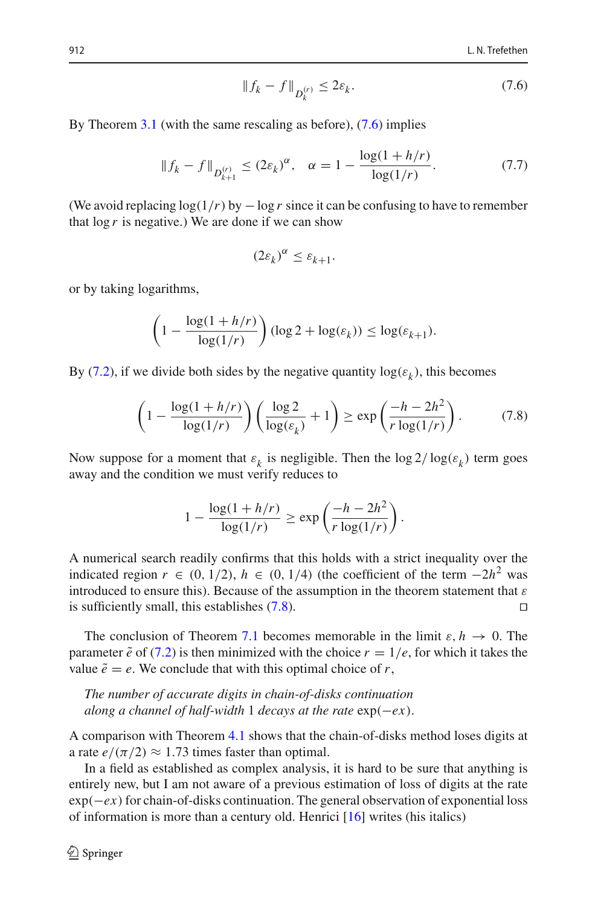$$\|f_k - f\|_{D_k^{(r)}} \le 2\varepsilon_k. \tag{7.6}$$

By Theorem 3.1 (with the same rescaling as before), (7.6) implies

$$\|f_k - f\|_{D_{k+1}^{(r)}} \le (2\varepsilon_k)^\alpha, \quad \alpha = 1 - \frac{\log(1+h/r)}{\log(1/r)}. \tag{7.7}$$

(We avoid replacing $\log(1/r)$ by $-\log r$ since it can be confusing to have to remember that $\log r$ is negative.) We are done if we can show

$$(2\varepsilon_k)^\alpha \le \varepsilon_{k+1}.$$

or by taking logarithms,

$$\left(1 - \frac{\log(1+h/r)}{\log(1/r)}\right)(\log 2 + \log(\varepsilon_k)) \le \log(\varepsilon_{k+1}).$$

By (7.2), if we divide both sides by the negative quantity $\log(\varepsilon_k)$, this becomes

$$\left(1 - \frac{\log(1+h/r)}{\log(1/r)}\right)\left(\frac{\log 2}{\log(\varepsilon_k)} + 1\right) \ge \exp\left(\frac{-h - 2h^2}{r\log(1/r)}\right). \tag{7.8}$$

Now suppose for a moment that $\varepsilon_k$ is negligible. Then the $\log 2/\log(\varepsilon_k)$ term goes away and the condition we must verify reduces to

$$1 - \frac{\log(1+h/r)}{\log(1/r)} \ge \exp\left(\frac{-h - 2h^2}{r\log(1/r)}\right).$$

A numerical search readily confirms that this holds with a strict inequality over the indicated region $r \in (0, 1/2)$, $h \in (0, 1/4)$ (the coefficient of the term $-2h^2$ was introduced to ensure this). Because of the assumption in the theorem statement that $\varepsilon$ is sufficiently small, this establishes (7.8). □

The conclusion of Theorem 7.1 becomes memorable in the limit $\varepsilon, h \to 0$. The parameter $\tilde{e}$ of (7.2) is then minimized with the choice $r = 1/e$, for which it takes the value $\tilde{e} = e$. We conclude that with this optimal choice of $r$,

*The number of accurate digits in chain-of-disks continuation along a channel of half-width* 1 *decays at the rate* $\exp(-ex)$.

A comparison with Theorem 4.1 shows that the chain-of-disks method loses digits at a rate $e/(\pi/2) \approx 1.73$ times faster than optimal.

In a field as established as complex analysis, it is hard to be sure that anything is entirely new, but I am not aware of a previous estimation of loss of digits at the rate $\exp(-ex)$ for chain-of-disks continuation. The general observation of exponential loss of information is more than a century old. Henrici [16] writes (his italics)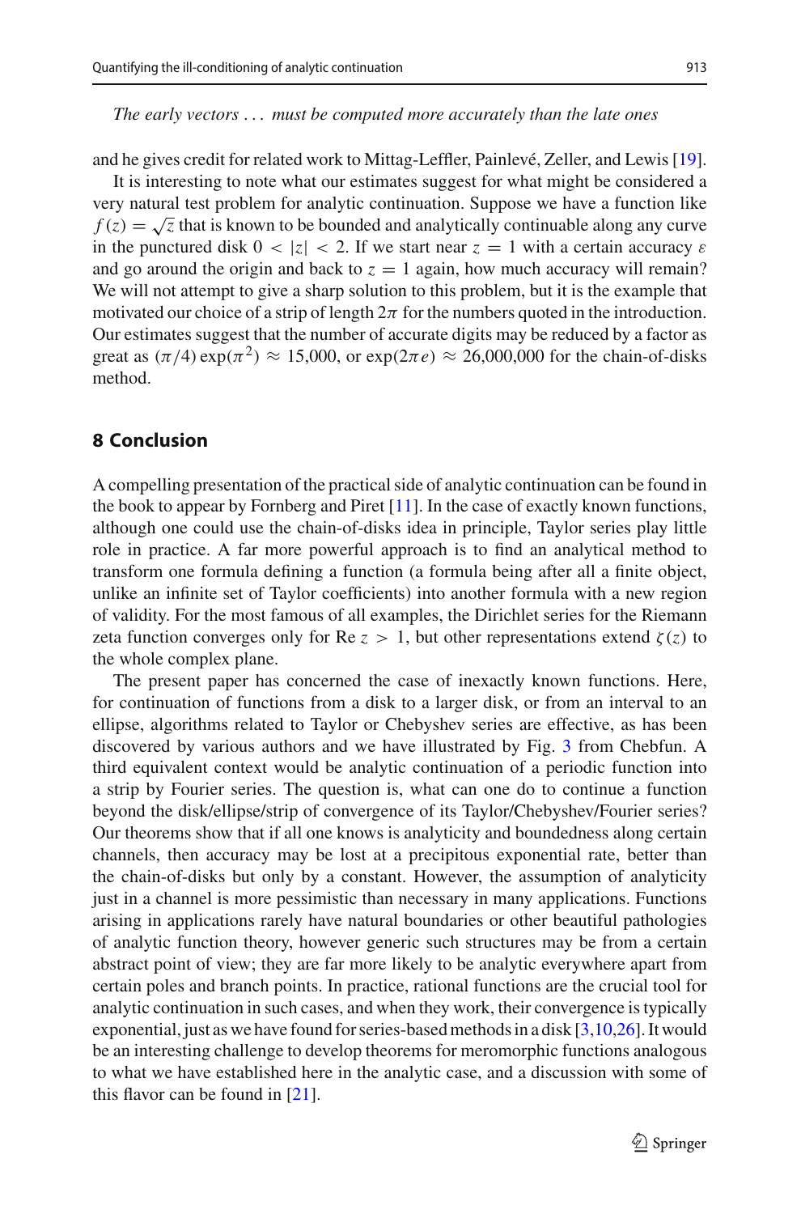*The early vectors . . . must be computed more accurately than the late ones*

and he gives credit for related work to Mittag-Leffler, Painlevé, Zeller, and Lewis [19].

It is interesting to note what our estimates suggest for what might be considered a very natural test problem for analytic continuation. Suppose we have a function like $f(z) = \sqrt{z}$ that is known to be bounded and analytically continuable along any curve in the punctured disk $0 < |z| < 2$. If we start near $z = 1$ with a certain accuracy $\varepsilon$ and go around the origin and back to $z = 1$ again, how much accuracy will remain? We will not attempt to give a sharp solution to this problem, but it is the example that motivated our choice of a strip of length $2\pi$ for the numbers quoted in the introduction. Our estimates suggest that the number of accurate digits may be reduced by a factor as great as $(\pi/4)\exp(\pi^2) \approx 15{,}000$, or $\exp(2\pi e) \approx 26{,}000{,}000$ for the chain-of-disks method.

## 8 Conclusion

A compelling presentation of the practical side of analytic continuation can be found in the book to appear by Fornberg and Piret [11]. In the case of exactly known functions, although one could use the chain-of-disks idea in principle, Taylor series play little role in practice. A far more powerful approach is to find an analytical method to transform one formula defining a function (a formula being after all a finite object, unlike an infinite set of Taylor coefficients) into another formula with a new region of validity. For the most famous of all examples, the Dirichlet series for the Riemann zeta function converges only for $\mathrm{Re}\, z > 1$, but other representations extend $\zeta(z)$ to the whole complex plane.

The present paper has concerned the case of inexactly known functions. Here, for continuation of functions from a disk to a larger disk, or from an interval to an ellipse, algorithms related to Taylor or Chebyshev series are effective, as has been discovered by various authors and we have illustrated by Fig. 3 from Chebfun. A third equivalent context would be analytic continuation of a periodic function into a strip by Fourier series. The question is, what can one do to continue a function beyond the disk/ellipse/strip of convergence of its Taylor/Chebyshev/Fourier series? Our theorems show that if all one knows is analyticity and boundedness along certain channels, then accuracy may be lost at a precipitous exponential rate, better than the chain-of-disks but only by a constant. However, the assumption of analyticity just in a channel is more pessimistic than necessary in many applications. Functions arising in applications rarely have natural boundaries or other beautiful pathologies of analytic function theory, however generic such structures may be from a certain abstract point of view; they are far more likely to be analytic everywhere apart from certain poles and branch points. In practice, rational functions are the crucial tool for analytic continuation in such cases, and when they work, their convergence is typically exponential, just as we have found for series-based methods in a disk [3,10,26]. It would be an interesting challenge to develop theorems for meromorphic functions analogous to what we have established here in the analytic case, and a discussion with some of this flavor can be found in [21].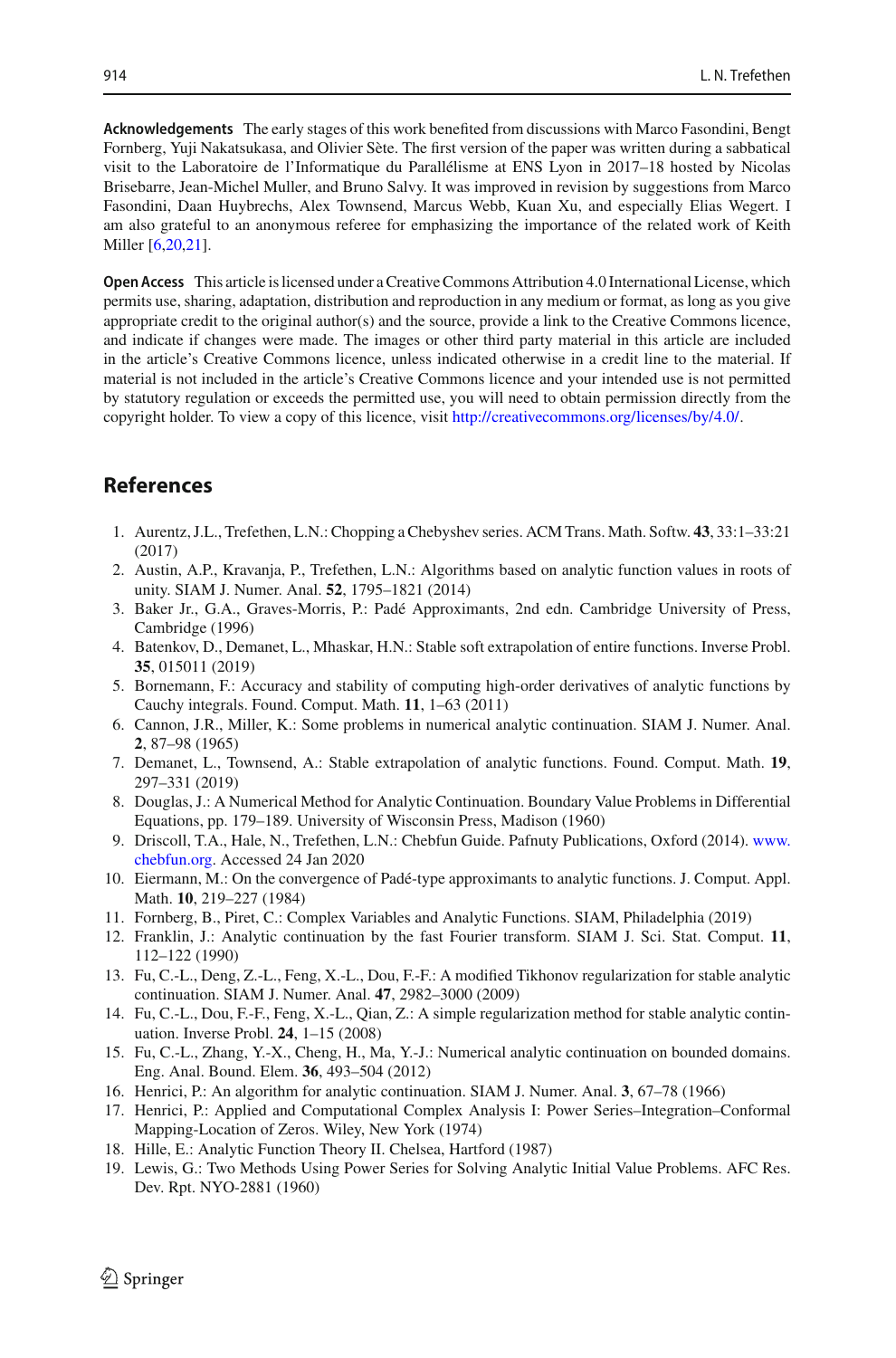**Acknowledgements** The early stages of this work benefited from discussions with Marco Fasondini, Bengt Fornberg, Yuji Nakatsukasa, and Olivier Sète. The first version of the paper was written during a sabbatical visit to the Laboratoire de l'Informatique du Parallélisme at ENS Lyon in 2017–18 hosted by Nicolas Brisebarre, Jean-Michel Muller, and Bruno Salvy. It was improved in revision by suggestions from Marco Fasondini, Daan Huybrechs, Alex Townsend, Marcus Webb, Kuan Xu, and especially Elias Wegert. I am also grateful to an anonymous referee for emphasizing the importance of the related work of Keith Miller [6,20,21].

**Open Access** This article is licensed under a Creative Commons Attribution 4.0 International License, which permits use, sharing, adaptation, distribution and reproduction in any medium or format, as long as you give appropriate credit to the original author(s) and the source, provide a link to the Creative Commons licence, and indicate if changes were made. The images or other third party material in this article are included in the article's Creative Commons licence, unless indicated otherwise in a credit line to the material. If material is not included in the article's Creative Commons licence and your intended use is not permitted by statutory regulation or exceeds the permitted use, you will need to obtain permission directly from the copyright holder. To view a copy of this licence, visit http://creativecommons.org/licenses/by/4.0/.

## References

1. Aurentz, J.L., Trefethen, L.N.: Chopping a Chebyshev series. ACM Trans. Math. Softw. **43**, 33:1–33:21 (2017)
2. Austin, A.P., Kravanja, P., Trefethen, L.N.: Algorithms based on analytic function values in roots of unity. SIAM J. Numer. Anal. **52**, 1795–1821 (2014)
3. Baker Jr., G.A., Graves-Morris, P.: Padé Approximants, 2nd edn. Cambridge University of Press, Cambridge (1996)
4. Batenkov, D., Demanet, L., Mhaskar, H.N.: Stable soft extrapolation of entire functions. Inverse Probl. **35**, 015011 (2019)
5. Bornemann, F.: Accuracy and stability of computing high-order derivatives of analytic functions by Cauchy integrals. Found. Comput. Math. **11**, 1–63 (2011)
6. Cannon, J.R., Miller, K.: Some problems in numerical analytic continuation. SIAM J. Numer. Anal. **2**, 87–98 (1965)
7. Demanet, L., Townsend, A.: Stable extrapolation of analytic functions. Found. Comput. Math. **19**, 297–331 (2019)
8. Douglas, J.: A Numerical Method for Analytic Continuation. Boundary Value Problems in Differential Equations, pp. 179–189. University of Wisconsin Press, Madison (1960)
9. Driscoll, T.A., Hale, N., Trefethen, L.N.: Chebfun Guide. Pafnuty Publications, Oxford (2014). www.chebfun.org. Accessed 24 Jan 2020
10. Eiermann, M.: On the convergence of Padé-type approximants to analytic functions. J. Comput. Appl. Math. **10**, 219–227 (1984)
11. Fornberg, B., Piret, C.: Complex Variables and Analytic Functions. SIAM, Philadelphia (2019)
12. Franklin, J.: Analytic continuation by the fast Fourier transform. SIAM J. Sci. Stat. Comput. **11**, 112–122 (1990)
13. Fu, C.-L., Deng, Z.-L., Feng, X.-L., Dou, F.-F.: A modified Tikhonov regularization for stable analytic continuation. SIAM J. Numer. Anal. **47**, 2982–3000 (2009)
14. Fu, C.-L., Dou, F.-F., Feng, X.-L., Qian, Z.: A simple regularization method for stable analytic continuation. Inverse Probl. **24**, 1–15 (2008)
15. Fu, C.-L., Zhang, Y.-X., Cheng, H., Ma, Y.-J.: Numerical analytic continuation on bounded domains. Eng. Anal. Bound. Elem. **36**, 493–504 (2012)
16. Henrici, P.: An algorithm for analytic continuation. SIAM J. Numer. Anal. **3**, 67–78 (1966)
17. Henrici, P.: Applied and Computational Complex Analysis I: Power Series–Integration–Conformal Mapping-Location of Zeros. Wiley, New York (1974)
18. Hille, E.: Analytic Function Theory II. Chelsea, Hartford (1987)
19. Lewis, G.: Two Methods Using Power Series for Solving Analytic Initial Value Problems. AFC Res. Dev. Rpt. NYO-2881 (1960)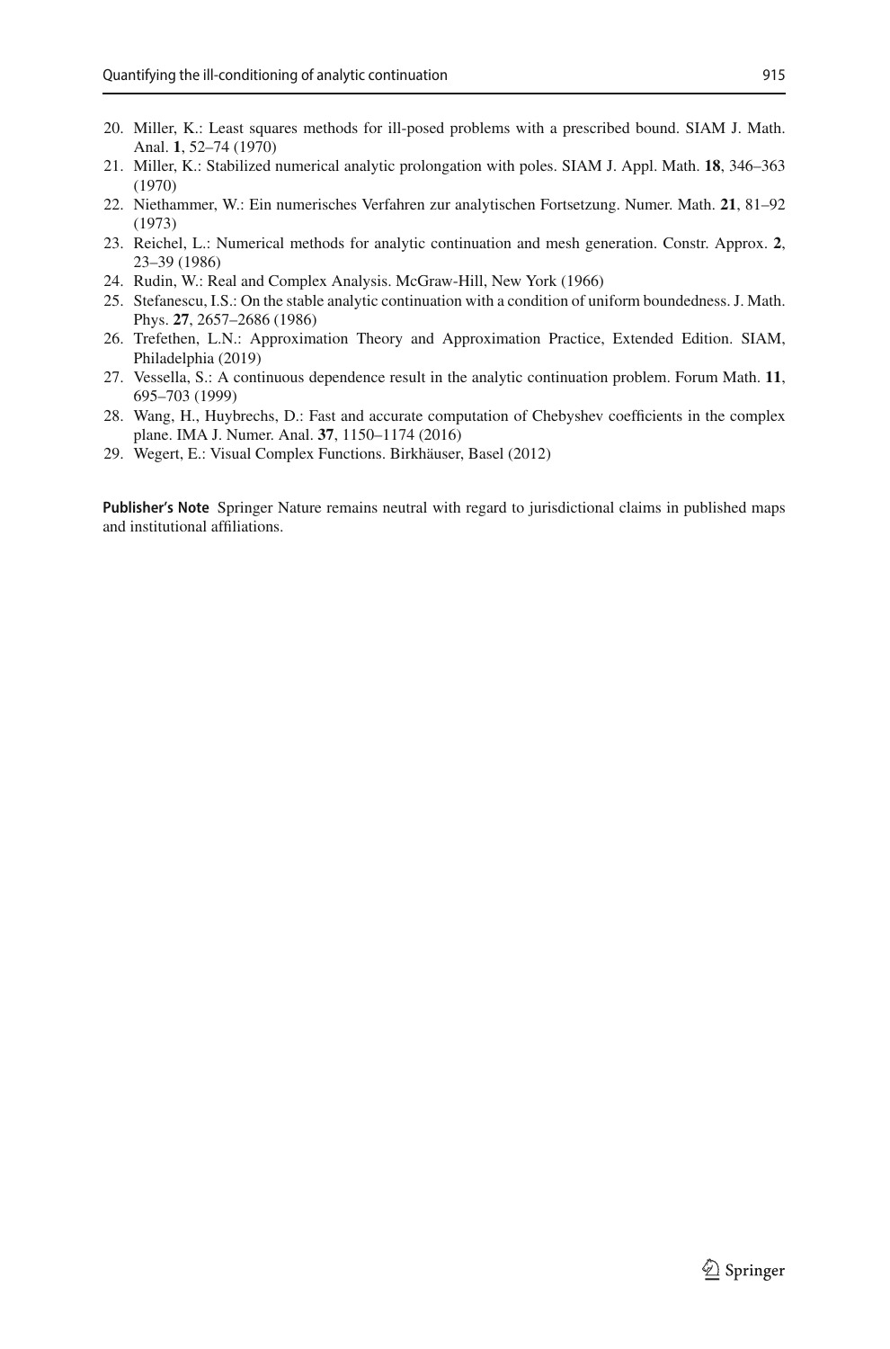20. Miller, K.: Least squares methods for ill-posed problems with a prescribed bound. SIAM J. Math. Anal. **1**, 52–74 (1970)
21. Miller, K.: Stabilized numerical analytic prolongation with poles. SIAM J. Appl. Math. **18**, 346–363 (1970)
22. Niethammer, W.: Ein numerisches Verfahren zur analytischen Fortsetzung. Numer. Math. **21**, 81–92 (1973)
23. Reichel, L.: Numerical methods for analytic continuation and mesh generation. Constr. Approx. **2**, 23–39 (1986)
24. Rudin, W.: Real and Complex Analysis. McGraw-Hill, New York (1966)
25. Stefanescu, I.S.: On the stable analytic continuation with a condition of uniform boundedness. J. Math. Phys. **27**, 2657–2686 (1986)
26. Trefethen, L.N.: Approximation Theory and Approximation Practice, Extended Edition. SIAM, Philadelphia (2019)
27. Vessella, S.: A continuous dependence result in the analytic continuation problem. Forum Math. **11**, 695–703 (1999)
28. Wang, H., Huybrechs, D.: Fast and accurate computation of Chebyshev coefficients in the complex plane. IMA J. Numer. Anal. **37**, 1150–1174 (2016)
29. Wegert, E.: Visual Complex Functions. Birkhäuser, Basel (2012)

**Publisher's Note** Springer Nature remains neutral with regard to jurisdictional claims in published maps and institutional affiliations.